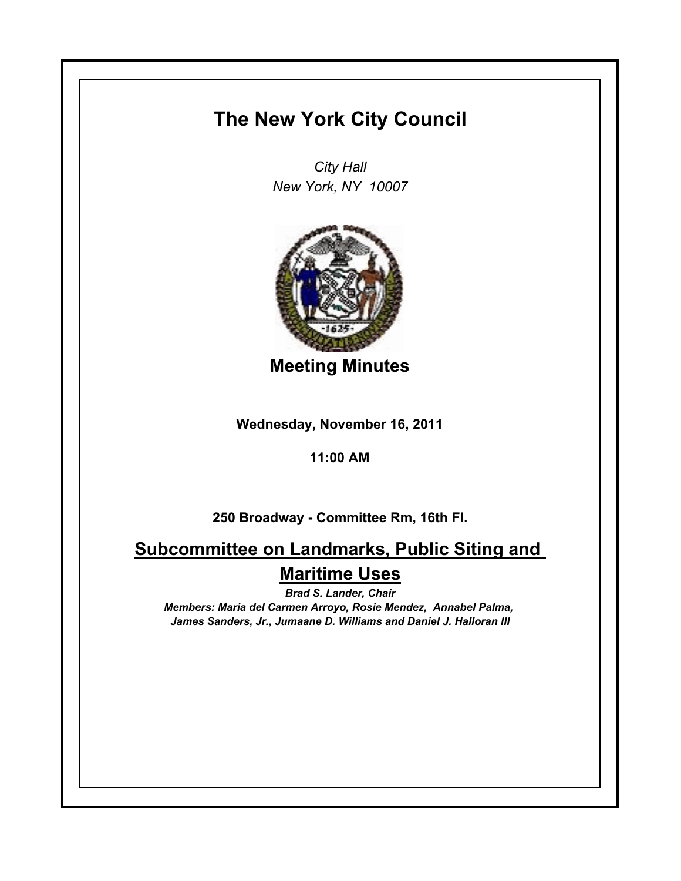# The New York City Council

*City Hall*
*New York, NY 10007*

## Meeting Minutes

**Wednesday, November 16, 2011**

**11:00 AM**

**250 Broadway - Committee Rm, 16th Fl.**

## Subcommittee on Landmarks, Public Siting and Maritime Uses

***Brad S. Lander, Chair***

***Members: Maria del Carmen Arroyo, Rosie Mendez, Annabel Palma, James Sanders, Jr., Jumaane D. Williams and Daniel J. Halloran III***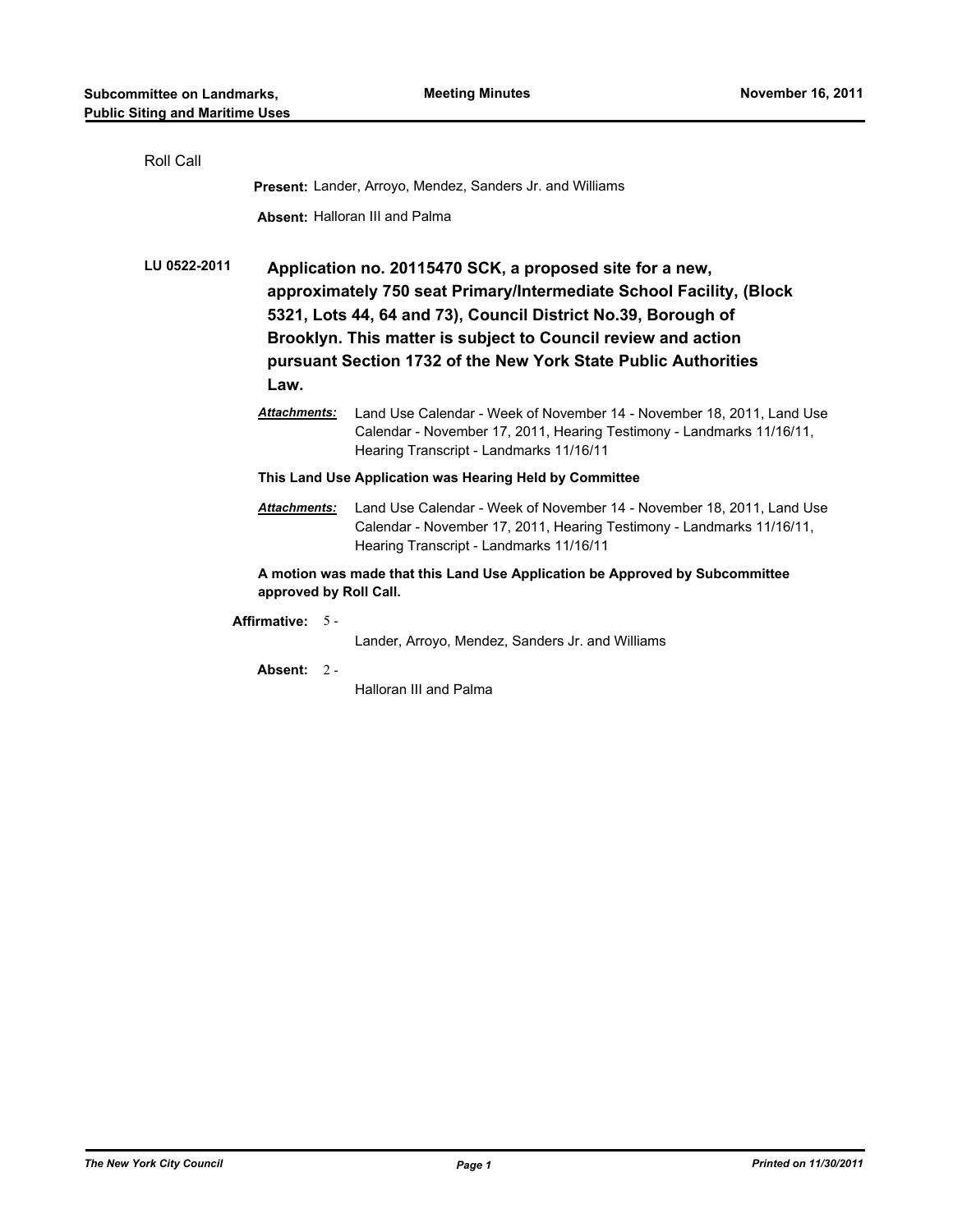Roll Call

**Present:** Lander, Arroyo, Mendez, Sanders Jr. and Williams

**Absent:** Halloran III and Palma

**LU 0522-2011** **Application no. 20115470 SCK, a proposed site for a new, approximately 750 seat Primary/Intermediate School Facility, (Block 5321, Lots 44, 64 and 73), Council District No.39, Borough of Brooklyn. This matter is subject to Council review and action pursuant Section 1732 of the New York State Public Authorities Law.**

***Attachments:*** Land Use Calendar - Week of November 14 - November 18, 2011, Land Use Calendar - November 17, 2011, Hearing Testimony - Landmarks 11/16/11, Hearing Transcript - Landmarks 11/16/11

**This Land Use Application was Hearing Held by Committee**

***Attachments:*** Land Use Calendar - Week of November 14 - November 18, 2011, Land Use Calendar - November 17, 2011, Hearing Testimony - Landmarks 11/16/11, Hearing Transcript - Landmarks 11/16/11

**A motion was made that this Land Use Application be Approved by Subcommittee approved by Roll Call.**

**Affirmative:** 5 - Lander, Arroyo, Mendez, Sanders Jr. and Williams

**Absent:** 2 - Halloran III and Palma